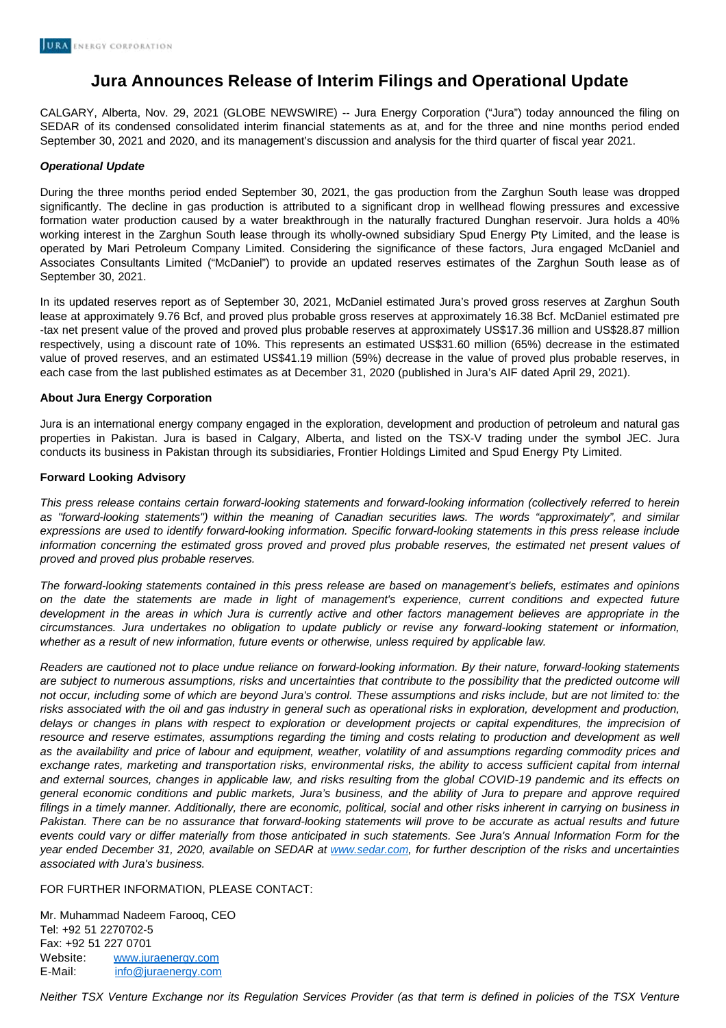# Jura Announces Release of Interim Filings and Operational Update

CALGARY, Alberta, Nov. 29, 2021 (GLOBE NEWSWIRE) -- Jura Energy Corporation ("Jura") today announced the filing on SEDAR of its condensed consolidated interim financial statements as at, and for the three and nine months period ended September 30, 2021 and 2020, and its management's discussion and analysis for the third quarter of fiscal year 2021.

***Operational Update***

During the three months period ended September 30, 2021, the gas production from the Zarghun South lease was dropped significantly. The decline in gas production is attributed to a significant drop in wellhead flowing pressures and excessive formation water production caused by a water breakthrough in the naturally fractured Dunghan reservoir. Jura holds a 40% working interest in the Zarghun South lease through its wholly-owned subsidiary Spud Energy Pty Limited, and the lease is operated by Mari Petroleum Company Limited. Considering the significance of these factors, Jura engaged McDaniel and Associates Consultants Limited ("McDaniel") to provide an updated reserves estimates of the Zarghun South lease as of September 30, 2021.

In its updated reserves report as of September 30, 2021, McDaniel estimated Jura's proved gross reserves at Zarghun South lease at approximately 9.76 Bcf, and proved plus probable gross reserves at approximately 16.38 Bcf. McDaniel estimated pre-tax net present value of the proved and proved plus probable reserves at approximately US$17.36 million and US$28.87 million respectively, using a discount rate of 10%. This represents an estimated US$31.60 million (65%) decrease in the estimated value of proved reserves, and an estimated US$41.19 million (59%) decrease in the value of proved plus probable reserves, in each case from the last published estimates as at December 31, 2020 (published in Jura's AIF dated April 29, 2021).

**About Jura Energy Corporation**

Jura is an international energy company engaged in the exploration, development and production of petroleum and natural gas properties in Pakistan. Jura is based in Calgary, Alberta, and listed on the TSX-V trading under the symbol JEC. Jura conducts its business in Pakistan through its subsidiaries, Frontier Holdings Limited and Spud Energy Pty Limited.

**Forward Looking Advisory**

*This press release contains certain forward-looking statements and forward-looking information (collectively referred to herein as "forward-looking statements") within the meaning of Canadian securities laws. The words "approximately", and similar expressions are used to identify forward-looking information. Specific forward-looking statements in this press release include information concerning the estimated gross proved and proved plus probable reserves, the estimated net present values of proved and proved plus probable reserves.*

*The forward-looking statements contained in this press release are based on management's beliefs, estimates and opinions on the date the statements are made in light of management's experience, current conditions and expected future development in the areas in which Jura is currently active and other factors management believes are appropriate in the circumstances. Jura undertakes no obligation to update publicly or revise any forward-looking statement or information, whether as a result of new information, future events or otherwise, unless required by applicable law.*

*Readers are cautioned not to place undue reliance on forward-looking information. By their nature, forward-looking statements are subject to numerous assumptions, risks and uncertainties that contribute to the possibility that the predicted outcome will not occur, including some of which are beyond Jura's control. These assumptions and risks include, but are not limited to: the risks associated with the oil and gas industry in general such as operational risks in exploration, development and production, delays or changes in plans with respect to exploration or development projects or capital expenditures, the imprecision of resource and reserve estimates, assumptions regarding the timing and costs relating to production and development as well as the availability and price of labour and equipment, weather, volatility of and assumptions regarding commodity prices and exchange rates, marketing and transportation risks, environmental risks, the ability to access sufficient capital from internal and external sources, changes in applicable law, and risks resulting from the global COVID-19 pandemic and its effects on general economic conditions and public markets, Jura's business, and the ability of Jura to prepare and approve required filings in a timely manner. Additionally, there are economic, political, social and other risks inherent in carrying on business in Pakistan. There can be no assurance that forward-looking statements will prove to be accurate as actual results and future events could vary or differ materially from those anticipated in such statements. See Jura's Annual Information Form for the year ended December 31, 2020, available on SEDAR at [www.sedar.com](www.sedar.com), for further description of the risks and uncertainties associated with Jura's business.*

FOR FURTHER INFORMATION, PLEASE CONTACT:

Mr. Muhammad Nadeem Farooq, CEO
Tel: +92 51 2270702-5
Fax: +92 51 227 0701
Website: [www.juraenergy.com](www.juraenergy.com)
E-Mail: [info@juraenergy.com](mailto:info@juraenergy.com)

*Neither TSX Venture Exchange nor its Regulation Services Provider (as that term is defined in policies of the TSX Venture*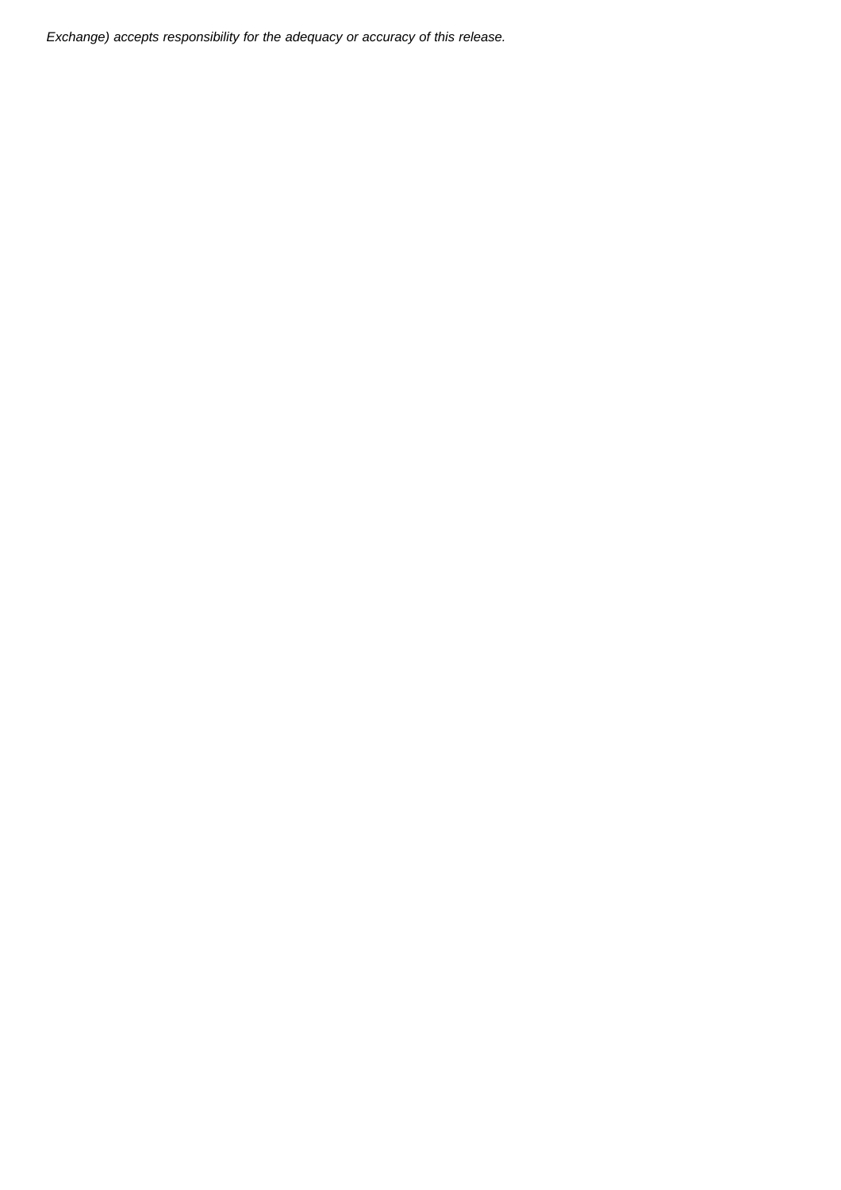*Exchange) accepts responsibility for the adequacy or accuracy of this release.*